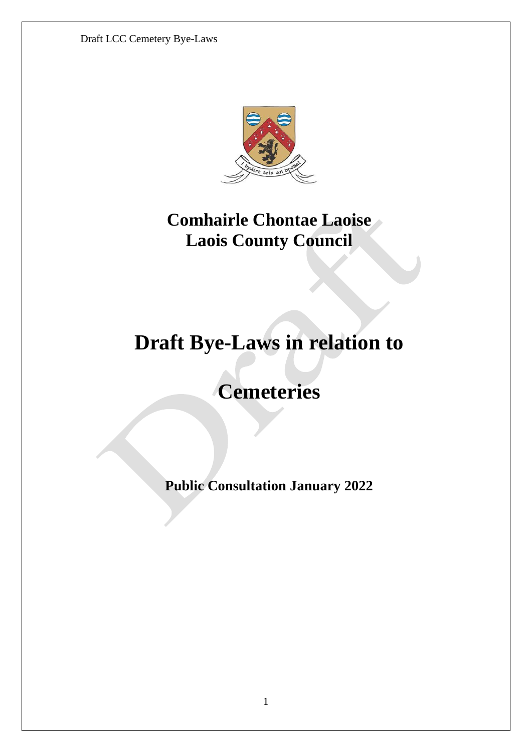# Comhairle Chontae Laoise
# Laois County Council

# Draft Bye-Laws in relation to Cemeteries

**Public Consultation January 2022**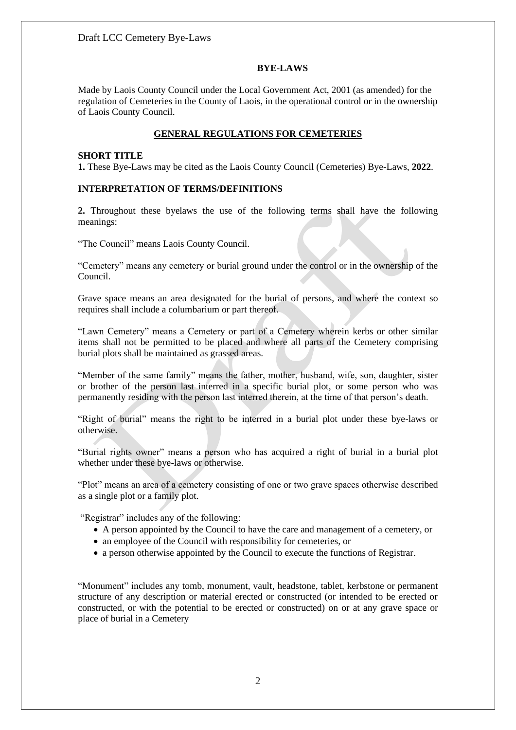## BYE-LAWS

Made by Laois County Council under the Local Government Act, 2001 (as amended) for the regulation of Cemeteries in the County of Laois, in the operational control or in the ownership of Laois County Council.

## GENERAL REGULATIONS FOR CEMETERIES

### SHORT TITLE

**1.** These Bye-Laws may be cited as the Laois County Council (Cemeteries) Bye-Laws, **2022**.

### INTERPRETATION OF TERMS/DEFINITIONS

**2.** Throughout these byelaws the use of the following terms shall have the following meanings:

"The Council" means Laois County Council.

"Cemetery" means any cemetery or burial ground under the control or in the ownership of the Council.

Grave space means an area designated for the burial of persons, and where the context so requires shall include a columbarium or part thereof.

"Lawn Cemetery" means a Cemetery or part of a Cemetery wherein kerbs or other similar items shall not be permitted to be placed and where all parts of the Cemetery comprising burial plots shall be maintained as grassed areas.

"Member of the same family" means the father, mother, husband, wife, son, daughter, sister or brother of the person last interred in a specific burial plot, or some person who was permanently residing with the person last interred therein, at the time of that person's death.

"Right of burial" means the right to be interred in a burial plot under these bye-laws or otherwise.

"Burial rights owner" means a person who has acquired a right of burial in a burial plot whether under these bye-laws or otherwise.

"Plot" means an area of a cemetery consisting of one or two grave spaces otherwise described as a single plot or a family plot.

"Registrar" includes any of the following:

- A person appointed by the Council to have the care and management of a cemetery, or
- an employee of the Council with responsibility for cemeteries, or
- a person otherwise appointed by the Council to execute the functions of Registrar.

"Monument" includes any tomb, monument, vault, headstone, tablet, kerbstone or permanent structure of any description or material erected or constructed (or intended to be erected or constructed, or with the potential to be erected or constructed) on or at any grave space or place of burial in a Cemetery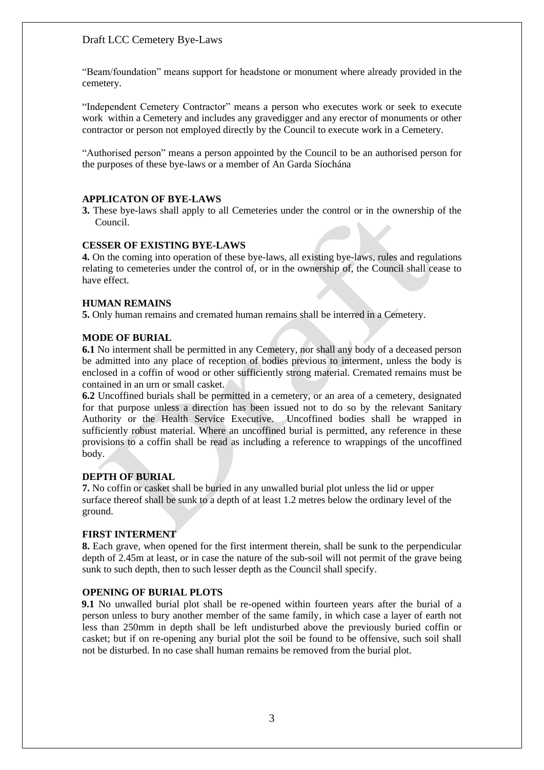"Beam/foundation" means support for headstone or monument where already provided in the cemetery.

"Independent Cemetery Contractor" means a person who executes work or seek to execute work within a Cemetery and includes any gravedigger and any erector of monuments or other contractor or person not employed directly by the Council to execute work in a Cemetery.

"Authorised person" means a person appointed by the Council to be an authorised person for the purposes of these bye-laws or a member of An Garda Síochána

**APPLICATON OF BYE-LAWS**

**3.** These bye-laws shall apply to all Cemeteries under the control or in the ownership of the Council.

**CESSER OF EXISTING BYE-LAWS**

**4.** On the coming into operation of these bye-laws, all existing bye-laws, rules and regulations relating to cemeteries under the control of, or in the ownership of, the Council shall cease to have effect.

**HUMAN REMAINS**

**5.** Only human remains and cremated human remains shall be interred in a Cemetery.

**MODE OF BURIAL**

**6.1** No interment shall be permitted in any Cemetery, nor shall any body of a deceased person be admitted into any place of reception of bodies previous to interment, unless the body is enclosed in a coffin of wood or other sufficiently strong material. Cremated remains must be contained in an urn or small casket.

**6.2** Uncoffined burials shall be permitted in a cemetery, or an area of a cemetery, designated for that purpose unless a direction has been issued not to do so by the relevant Sanitary Authority or the Health Service Executive. Uncoffined bodies shall be wrapped in sufficiently robust material. Where an uncoffined burial is permitted, any reference in these provisions to a coffin shall be read as including a reference to wrappings of the uncoffined body.

**DEPTH OF BURIAL**

**7.** No coffin or casket shall be buried in any unwalled burial plot unless the lid or upper surface thereof shall be sunk to a depth of at least 1.2 metres below the ordinary level of the ground.

**FIRST INTERMENT**

**8.** Each grave, when opened for the first interment therein, shall be sunk to the perpendicular depth of 2.45m at least, or in case the nature of the sub-soil will not permit of the grave being sunk to such depth, then to such lesser depth as the Council shall specify.

**OPENING OF BURIAL PLOTS**

**9.1** No unwalled burial plot shall be re-opened within fourteen years after the burial of a person unless to bury another member of the same family, in which case a layer of earth not less than 250mm in depth shall be left undisturbed above the previously buried coffin or casket; but if on re-opening any burial plot the soil be found to be offensive, such soil shall not be disturbed. In no case shall human remains be removed from the burial plot.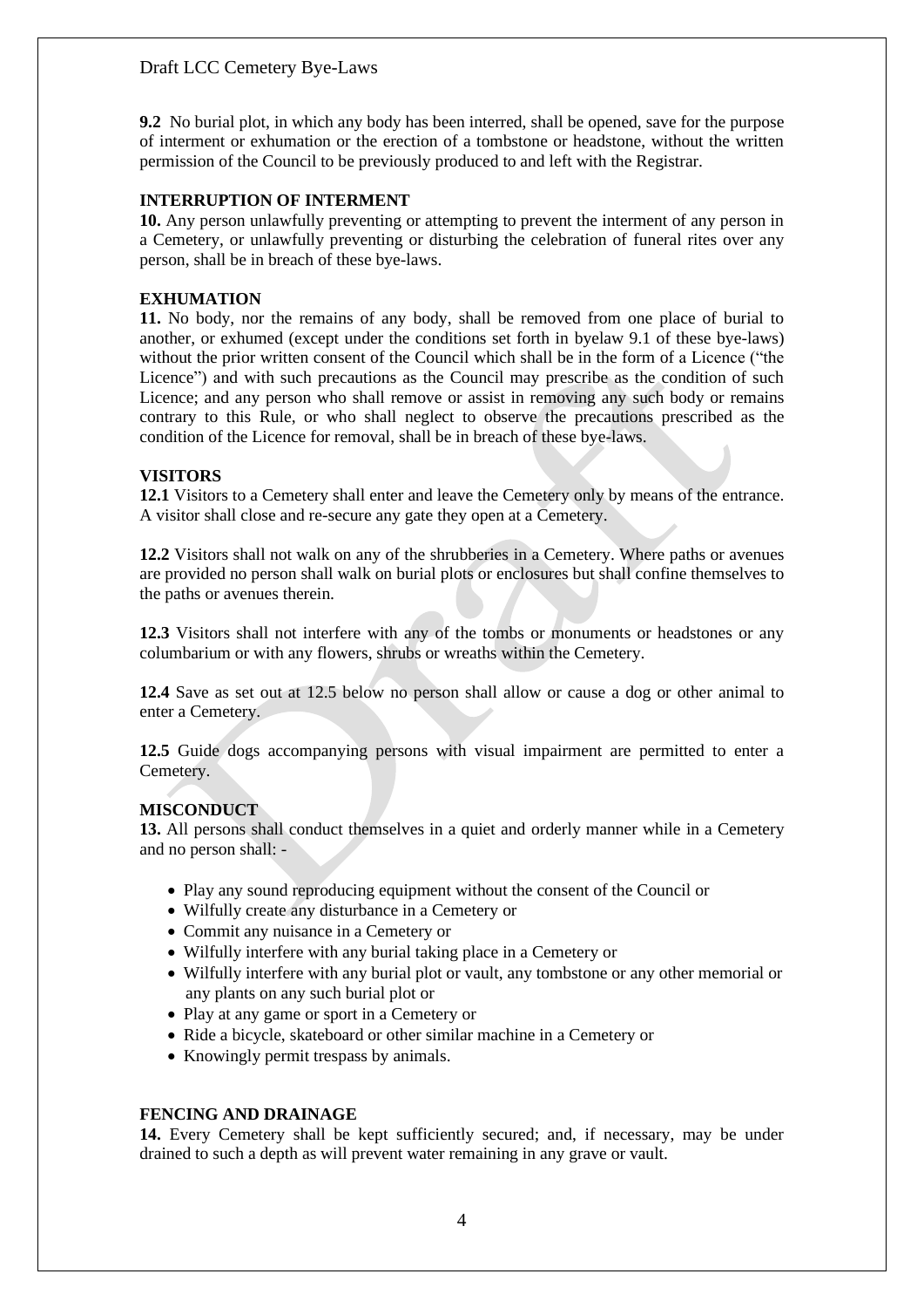**9.2** No burial plot, in which any body has been interred, shall be opened, save for the purpose of interment or exhumation or the erection of a tombstone or headstone, without the written permission of the Council to be previously produced to and left with the Registrar.

**INTERRUPTION OF INTERMENT**

**10.** Any person unlawfully preventing or attempting to prevent the interment of any person in a Cemetery, or unlawfully preventing or disturbing the celebration of funeral rites over any person, shall be in breach of these bye-laws.

**EXHUMATION**

**11.** No body, nor the remains of any body, shall be removed from one place of burial to another, or exhumed (except under the conditions set forth in byelaw 9.1 of these bye-laws) without the prior written consent of the Council which shall be in the form of a Licence ("the Licence") and with such precautions as the Council may prescribe as the condition of such Licence; and any person who shall remove or assist in removing any such body or remains contrary to this Rule, or who shall neglect to observe the precautions prescribed as the condition of the Licence for removal, shall be in breach of these bye-laws.

**VISITORS**

**12.1** Visitors to a Cemetery shall enter and leave the Cemetery only by means of the entrance. A visitor shall close and re-secure any gate they open at a Cemetery.

**12.2** Visitors shall not walk on any of the shrubberies in a Cemetery. Where paths or avenues are provided no person shall walk on burial plots or enclosures but shall confine themselves to the paths or avenues therein.

**12.3** Visitors shall not interfere with any of the tombs or monuments or headstones or any columbarium or with any flowers, shrubs or wreaths within the Cemetery.

**12.4** Save as set out at 12.5 below no person shall allow or cause a dog or other animal to enter a Cemetery.

**12.5** Guide dogs accompanying persons with visual impairment are permitted to enter a Cemetery.

**MISCONDUCT**

**13.** All persons shall conduct themselves in a quiet and orderly manner while in a Cemetery and no person shall: -

- Play any sound reproducing equipment without the consent of the Council or
- Wilfully create any disturbance in a Cemetery or
- Commit any nuisance in a Cemetery or
- Wilfully interfere with any burial taking place in a Cemetery or
- Wilfully interfere with any burial plot or vault, any tombstone or any other memorial or any plants on any such burial plot or
- Play at any game or sport in a Cemetery or
- Ride a bicycle, skateboard or other similar machine in a Cemetery or
- Knowingly permit trespass by animals.

**FENCING AND DRAINAGE**

**14.** Every Cemetery shall be kept sufficiently secured; and, if necessary, may be under drained to such a depth as will prevent water remaining in any grave or vault.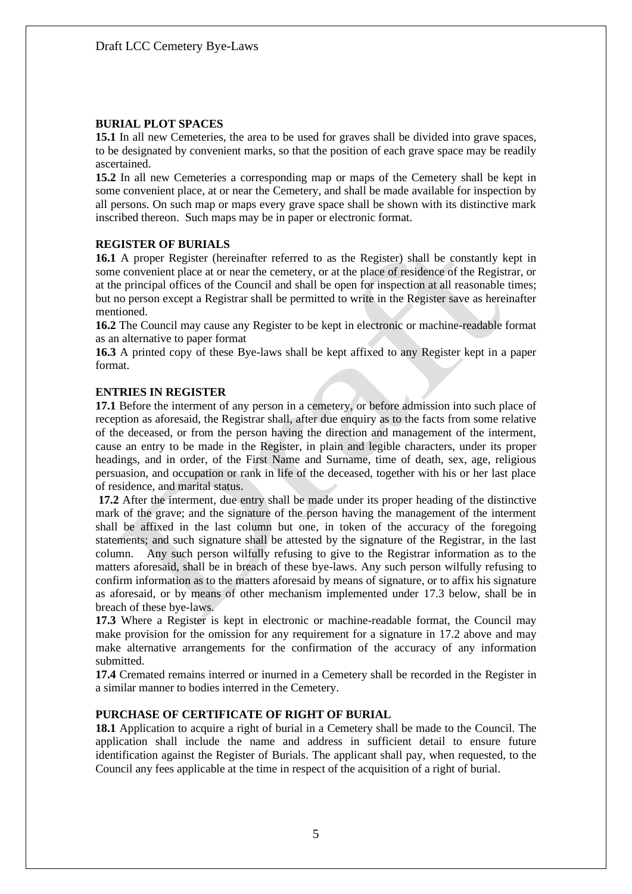## BURIAL PLOT SPACES

**15.1** In all new Cemeteries, the area to be used for graves shall be divided into grave spaces, to be designated by convenient marks, so that the position of each grave space may be readily ascertained.

**15.2** In all new Cemeteries a corresponding map or maps of the Cemetery shall be kept in some convenient place, at or near the Cemetery, and shall be made available for inspection by all persons. On such map or maps every grave space shall be shown with its distinctive mark inscribed thereon. Such maps may be in paper or electronic format.

## REGISTER OF BURIALS

**16.1** A proper Register (hereinafter referred to as the Register) shall be constantly kept in some convenient place at or near the cemetery, or at the place of residence of the Registrar, or at the principal offices of the Council and shall be open for inspection at all reasonable times; but no person except a Registrar shall be permitted to write in the Register save as hereinafter mentioned.

**16.2** The Council may cause any Register to be kept in electronic or machine-readable format as an alternative to paper format

**16.3** A printed copy of these Bye-laws shall be kept affixed to any Register kept in a paper format.

## ENTRIES IN REGISTER

**17.1** Before the interment of any person in a cemetery, or before admission into such place of reception as aforesaid, the Registrar shall, after due enquiry as to the facts from some relative of the deceased, or from the person having the direction and management of the interment, cause an entry to be made in the Register, in plain and legible characters, under its proper headings, and in order, of the First Name and Surname, time of death, sex, age, religious persuasion, and occupation or rank in life of the deceased, together with his or her last place of residence, and marital status.

**17.2** After the interment, due entry shall be made under its proper heading of the distinctive mark of the grave; and the signature of the person having the management of the interment shall be affixed in the last column but one, in token of the accuracy of the foregoing statements; and such signature shall be attested by the signature of the Registrar, in the last column. Any such person wilfully refusing to give to the Registrar information as to the matters aforesaid, shall be in breach of these bye-laws. Any such person wilfully refusing to confirm information as to the matters aforesaid by means of signature, or to affix his signature as aforesaid, or by means of other mechanism implemented under 17.3 below, shall be in breach of these bye-laws.

**17.3** Where a Register is kept in electronic or machine-readable format, the Council may make provision for the omission for any requirement for a signature in 17.2 above and may make alternative arrangements for the confirmation of the accuracy of any information submitted.

**17.4** Cremated remains interred or inurned in a Cemetery shall be recorded in the Register in a similar manner to bodies interred in the Cemetery.

## PURCHASE OF CERTIFICATE OF RIGHT OF BURIAL

**18.1** Application to acquire a right of burial in a Cemetery shall be made to the Council. The application shall include the name and address in sufficient detail to ensure future identification against the Register of Burials. The applicant shall pay, when requested, to the Council any fees applicable at the time in respect of the acquisition of a right of burial.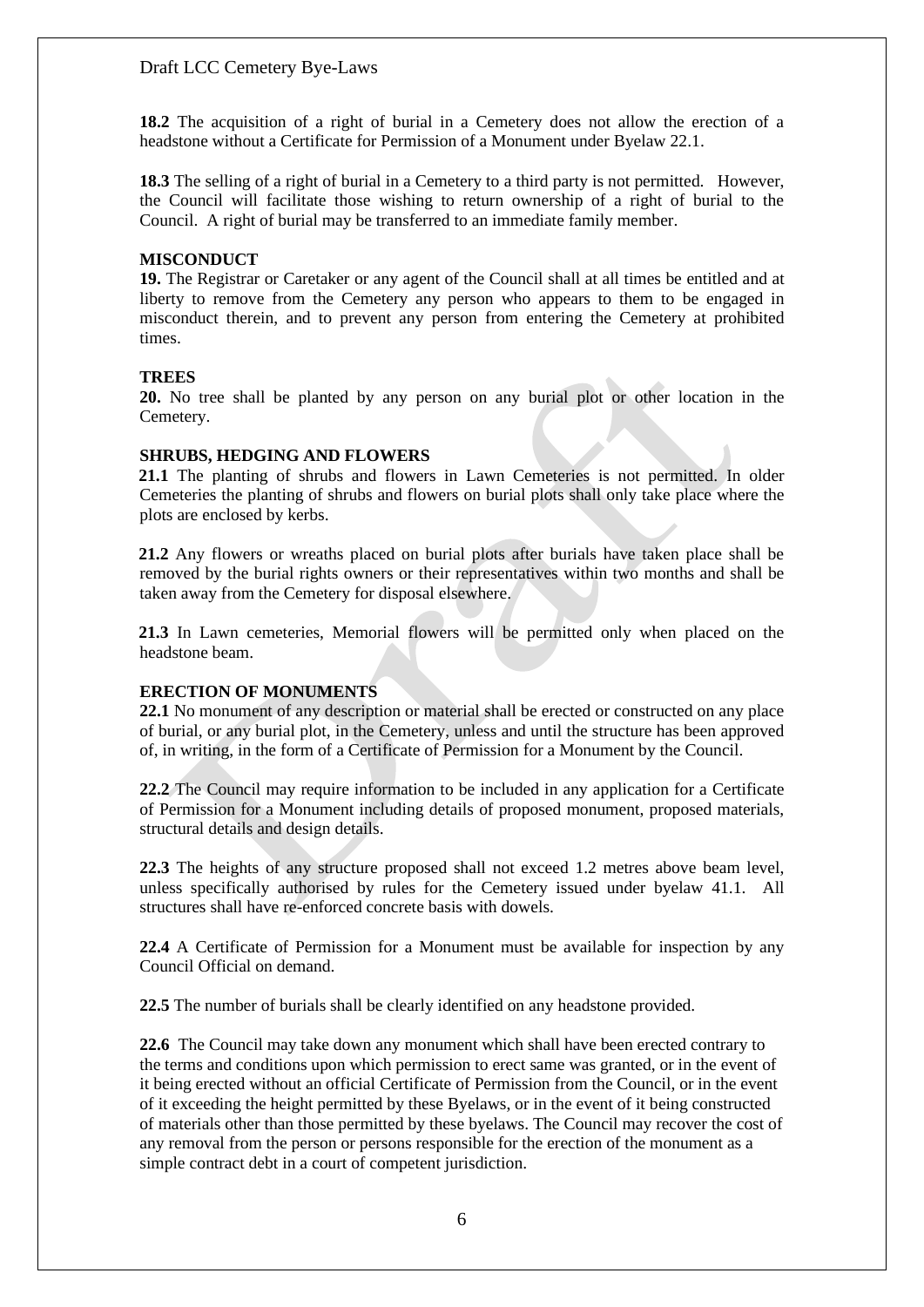**18.2** The acquisition of a right of burial in a Cemetery does not allow the erection of a headstone without a Certificate for Permission of a Monument under Byelaw 22.1.

**18.3** The selling of a right of burial in a Cemetery to a third party is not permitted. However, the Council will facilitate those wishing to return ownership of a right of burial to the Council. A right of burial may be transferred to an immediate family member.

**MISCONDUCT**

**19.** The Registrar or Caretaker or any agent of the Council shall at all times be entitled and at liberty to remove from the Cemetery any person who appears to them to be engaged in misconduct therein, and to prevent any person from entering the Cemetery at prohibited times.

**TREES**

**20.** No tree shall be planted by any person on any burial plot or other location in the Cemetery.

**SHRUBS, HEDGING AND FLOWERS**

**21.1** The planting of shrubs and flowers in Lawn Cemeteries is not permitted. In older Cemeteries the planting of shrubs and flowers on burial plots shall only take place where the plots are enclosed by kerbs.

**21.2** Any flowers or wreaths placed on burial plots after burials have taken place shall be removed by the burial rights owners or their representatives within two months and shall be taken away from the Cemetery for disposal elsewhere.

**21.3** In Lawn cemeteries, Memorial flowers will be permitted only when placed on the headstone beam.

**ERECTION OF MONUMENTS**

**22.1** No monument of any description or material shall be erected or constructed on any place of burial, or any burial plot, in the Cemetery, unless and until the structure has been approved of, in writing, in the form of a Certificate of Permission for a Monument by the Council.

**22.2** The Council may require information to be included in any application for a Certificate of Permission for a Monument including details of proposed monument, proposed materials, structural details and design details.

**22.3** The heights of any structure proposed shall not exceed 1.2 metres above beam level, unless specifically authorised by rules for the Cemetery issued under byelaw 41.1. All structures shall have re-enforced concrete basis with dowels.

**22.4** A Certificate of Permission for a Monument must be available for inspection by any Council Official on demand.

**22.5** The number of burials shall be clearly identified on any headstone provided.

**22.6** The Council may take down any monument which shall have been erected contrary to the terms and conditions upon which permission to erect same was granted, or in the event of it being erected without an official Certificate of Permission from the Council, or in the event of it exceeding the height permitted by these Byelaws, or in the event of it being constructed of materials other than those permitted by these byelaws. The Council may recover the cost of any removal from the person or persons responsible for the erection of the monument as a simple contract debt in a court of competent jurisdiction.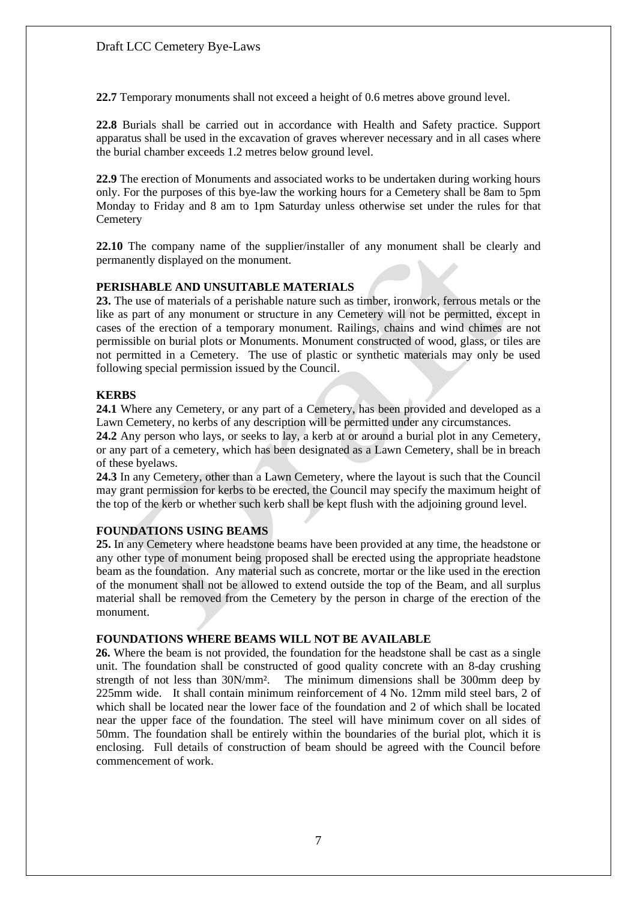**22.7** Temporary monuments shall not exceed a height of 0.6 metres above ground level.

**22.8** Burials shall be carried out in accordance with Health and Safety practice. Support apparatus shall be used in the excavation of graves wherever necessary and in all cases where the burial chamber exceeds 1.2 metres below ground level.

**22.9** The erection of Monuments and associated works to be undertaken during working hours only. For the purposes of this bye-law the working hours for a Cemetery shall be 8am to 5pm Monday to Friday and 8 am to 1pm Saturday unless otherwise set under the rules for that Cemetery

**22.10** The company name of the supplier/installer of any monument shall be clearly and permanently displayed on the monument.

**PERISHABLE AND UNSUITABLE MATERIALS**

**23.** The use of materials of a perishable nature such as timber, ironwork, ferrous metals or the like as part of any monument or structure in any Cemetery will not be permitted, except in cases of the erection of a temporary monument. Railings, chains and wind chimes are not permissible on burial plots or Monuments. Monument constructed of wood, glass, or tiles are not permitted in a Cemetery. The use of plastic or synthetic materials may only be used following special permission issued by the Council.

**KERBS**

**24.1** Where any Cemetery, or any part of a Cemetery, has been provided and developed as a Lawn Cemetery, no kerbs of any description will be permitted under any circumstances.

**24.2** Any person who lays, or seeks to lay, a kerb at or around a burial plot in any Cemetery, or any part of a cemetery, which has been designated as a Lawn Cemetery, shall be in breach of these byelaws.

**24.3** In any Cemetery, other than a Lawn Cemetery, where the layout is such that the Council may grant permission for kerbs to be erected, the Council may specify the maximum height of the top of the kerb or whether such kerb shall be kept flush with the adjoining ground level.

**FOUNDATIONS USING BEAMS**

**25.** In any Cemetery where headstone beams have been provided at any time, the headstone or any other type of monument being proposed shall be erected using the appropriate headstone beam as the foundation. Any material such as concrete, mortar or the like used in the erection of the monument shall not be allowed to extend outside the top of the Beam, and all surplus material shall be removed from the Cemetery by the person in charge of the erection of the monument.

**FOUNDATIONS WHERE BEAMS WILL NOT BE AVAILABLE**

**26.** Where the beam is not provided, the foundation for the headstone shall be cast as a single unit. The foundation shall be constructed of good quality concrete with an 8-day crushing strength of not less than 30N/mm². The minimum dimensions shall be 300mm deep by 225mm wide. It shall contain minimum reinforcement of 4 No. 12mm mild steel bars, 2 of which shall be located near the lower face of the foundation and 2 of which shall be located near the upper face of the foundation. The steel will have minimum cover on all sides of 50mm. The foundation shall be entirely within the boundaries of the burial plot, which it is enclosing. Full details of construction of beam should be agreed with the Council before commencement of work.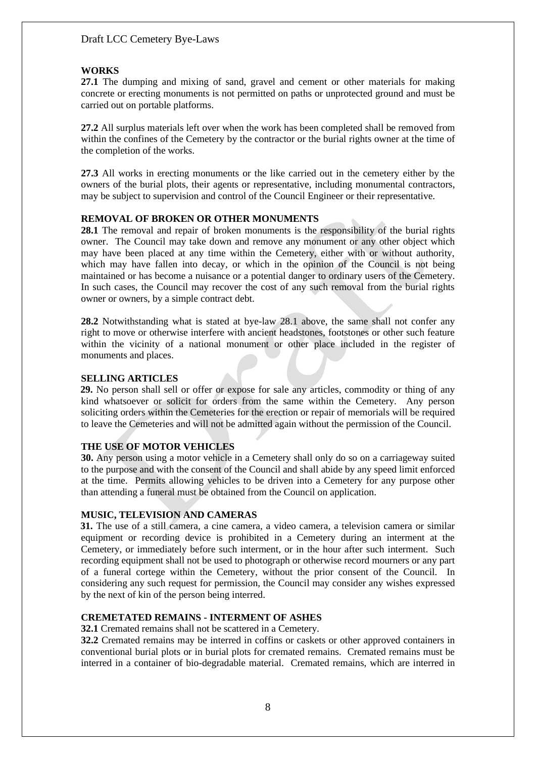**WORKS**

**27.1** The dumping and mixing of sand, gravel and cement or other materials for making concrete or erecting monuments is not permitted on paths or unprotected ground and must be carried out on portable platforms.

**27.2** All surplus materials left over when the work has been completed shall be removed from within the confines of the Cemetery by the contractor or the burial rights owner at the time of the completion of the works.

**27.3** All works in erecting monuments or the like carried out in the cemetery either by the owners of the burial plots, their agents or representative, including monumental contractors, may be subject to supervision and control of the Council Engineer or their representative.

**REMOVAL OF BROKEN OR OTHER MONUMENTS**

**28.1** The removal and repair of broken monuments is the responsibility of the burial rights owner. The Council may take down and remove any monument or any other object which may have been placed at any time within the Cemetery, either with or without authority, which may have fallen into decay, or which in the opinion of the Council is not being maintained or has become a nuisance or a potential danger to ordinary users of the Cemetery. In such cases, the Council may recover the cost of any such removal from the burial rights owner or owners, by a simple contract debt.

**28.2** Notwithstanding what is stated at bye-law 28.1 above, the same shall not confer any right to move or otherwise interfere with ancient headstones, footstones or other such feature within the vicinity of a national monument or other place included in the register of monuments and places.

**SELLING ARTICLES**

**29.** No person shall sell or offer or expose for sale any articles, commodity or thing of any kind whatsoever or solicit for orders from the same within the Cemetery. Any person soliciting orders within the Cemeteries for the erection or repair of memorials will be required to leave the Cemeteries and will not be admitted again without the permission of the Council.

**THE USE OF MOTOR VEHICLES**

**30.** Any person using a motor vehicle in a Cemetery shall only do so on a carriageway suited to the purpose and with the consent of the Council and shall abide by any speed limit enforced at the time. Permits allowing vehicles to be driven into a Cemetery for any purpose other than attending a funeral must be obtained from the Council on application.

**MUSIC, TELEVISION AND CAMERAS**

**31.** The use of a still camera, a cine camera, a video camera, a television camera or similar equipment or recording device is prohibited in a Cemetery during an interment at the Cemetery, or immediately before such interment, or in the hour after such interment. Such recording equipment shall not be used to photograph or otherwise record mourners or any part of a funeral cortege within the Cemetery, without the prior consent of the Council. In considering any such request for permission, the Council may consider any wishes expressed by the next of kin of the person being interred.

**CREMETATED REMAINS - INTERMENT OF ASHES**

**32.1** Cremated remains shall not be scattered in a Cemetery.

**32.2** Cremated remains may be interred in coffins or caskets or other approved containers in conventional burial plots or in burial plots for cremated remains. Cremated remains must be interred in a container of bio-degradable material. Cremated remains, which are interred in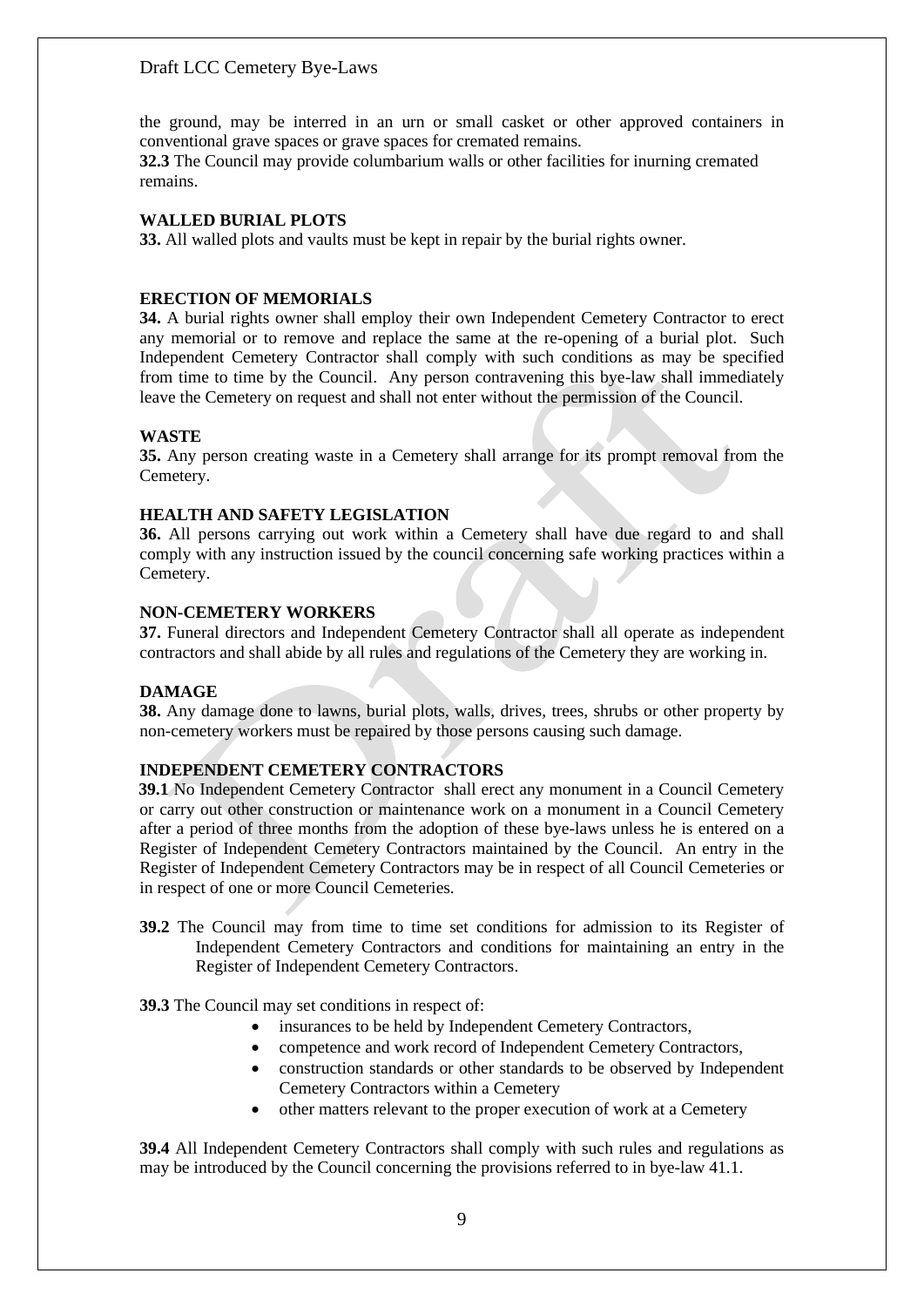the ground, may be interred in an urn or small casket or other approved containers in conventional grave spaces or grave spaces for cremated remains.

**32.3** The Council may provide columbarium walls or other facilities for inurning cremated remains.

**WALLED BURIAL PLOTS**

**33.** All walled plots and vaults must be kept in repair by the burial rights owner.

**ERECTION OF MEMORIALS**

**34.** A burial rights owner shall employ their own Independent Cemetery Contractor to erect any memorial or to remove and replace the same at the re-opening of a burial plot. Such Independent Cemetery Contractor shall comply with such conditions as may be specified from time to time by the Council. Any person contravening this bye-law shall immediately leave the Cemetery on request and shall not enter without the permission of the Council.

**WASTE**

**35.** Any person creating waste in a Cemetery shall arrange for its prompt removal from the Cemetery.

**HEALTH AND SAFETY LEGISLATION**

**36.** All persons carrying out work within a Cemetery shall have due regard to and shall comply with any instruction issued by the council concerning safe working practices within a Cemetery.

**NON-CEMETERY WORKERS**

**37.** Funeral directors and Independent Cemetery Contractor shall all operate as independent contractors and shall abide by all rules and regulations of the Cemetery they are working in.

**DAMAGE**

**38.** Any damage done to lawns, burial plots, walls, drives, trees, shrubs or other property by non-cemetery workers must be repaired by those persons causing such damage.

**INDEPENDENT CEMETERY CONTRACTORS**

**39.1** No Independent Cemetery Contractor shall erect any monument in a Council Cemetery or carry out other construction or maintenance work on a monument in a Council Cemetery after a period of three months from the adoption of these bye-laws unless he is entered on a Register of Independent Cemetery Contractors maintained by the Council. An entry in the Register of Independent Cemetery Contractors may be in respect of all Council Cemeteries or in respect of one or more Council Cemeteries.

**39.2** The Council may from time to time set conditions for admission to its Register of Independent Cemetery Contractors and conditions for maintaining an entry in the Register of Independent Cemetery Contractors.

**39.3** The Council may set conditions in respect of:

- insurances to be held by Independent Cemetery Contractors,
- competence and work record of Independent Cemetery Contractors,
- construction standards or other standards to be observed by Independent Cemetery Contractors within a Cemetery
- other matters relevant to the proper execution of work at a Cemetery

**39.4** All Independent Cemetery Contractors shall comply with such rules and regulations as may be introduced by the Council concerning the provisions referred to in bye-law 41.1.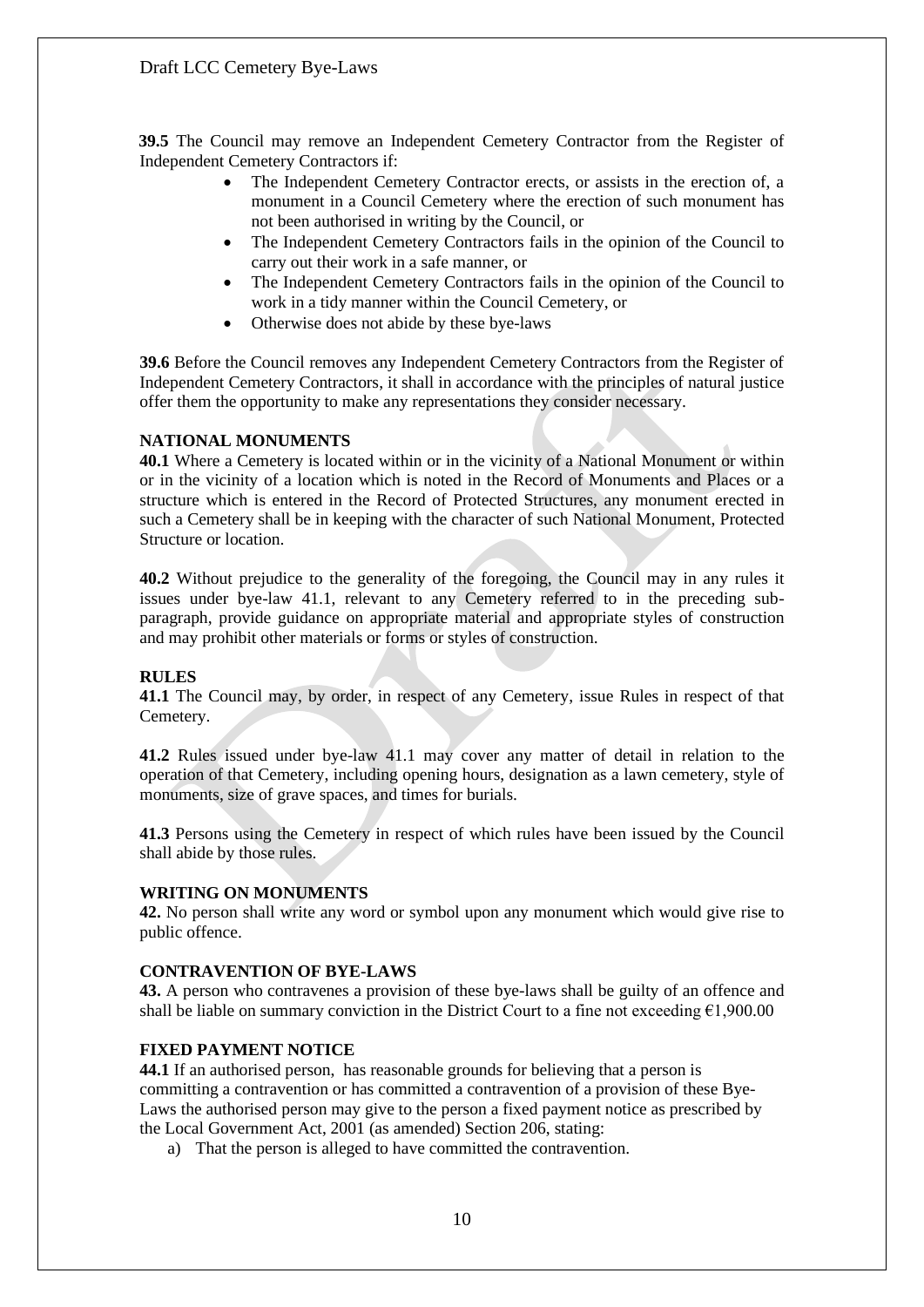**39.5** The Council may remove an Independent Cemetery Contractor from the Register of Independent Cemetery Contractors if:

- The Independent Cemetery Contractor erects, or assists in the erection of, a monument in a Council Cemetery where the erection of such monument has not been authorised in writing by the Council, or
- The Independent Cemetery Contractors fails in the opinion of the Council to carry out their work in a safe manner, or
- The Independent Cemetery Contractors fails in the opinion of the Council to work in a tidy manner within the Council Cemetery, or
- Otherwise does not abide by these bye-laws

**39.6** Before the Council removes any Independent Cemetery Contractors from the Register of Independent Cemetery Contractors, it shall in accordance with the principles of natural justice offer them the opportunity to make any representations they consider necessary.

**NATIONAL MONUMENTS**

**40.1** Where a Cemetery is located within or in the vicinity of a National Monument or within or in the vicinity of a location which is noted in the Record of Monuments and Places or a structure which is entered in the Record of Protected Structures, any monument erected in such a Cemetery shall be in keeping with the character of such National Monument, Protected Structure or location.

**40.2** Without prejudice to the generality of the foregoing, the Council may in any rules it issues under bye-law 41.1, relevant to any Cemetery referred to in the preceding sub-paragraph, provide guidance on appropriate material and appropriate styles of construction and may prohibit other materials or forms or styles of construction.

**RULES**

**41.1** The Council may, by order, in respect of any Cemetery, issue Rules in respect of that Cemetery.

**41.2** Rules issued under bye-law 41.1 may cover any matter of detail in relation to the operation of that Cemetery, including opening hours, designation as a lawn cemetery, style of monuments, size of grave spaces, and times for burials.

**41.3** Persons using the Cemetery in respect of which rules have been issued by the Council shall abide by those rules.

**WRITING ON MONUMENTS**

**42.** No person shall write any word or symbol upon any monument which would give rise to public offence.

**CONTRAVENTION OF BYE-LAWS**

**43.** A person who contravenes a provision of these bye-laws shall be guilty of an offence and shall be liable on summary conviction in the District Court to a fine not exceeding €1,900.00

**FIXED PAYMENT NOTICE**

**44.1** If an authorised person, has reasonable grounds for believing that a person is committing a contravention or has committed a contravention of a provision of these Bye-Laws the authorised person may give to the person a fixed payment notice as prescribed by the Local Government Act, 2001 (as amended) Section 206, stating:

a) That the person is alleged to have committed the contravention.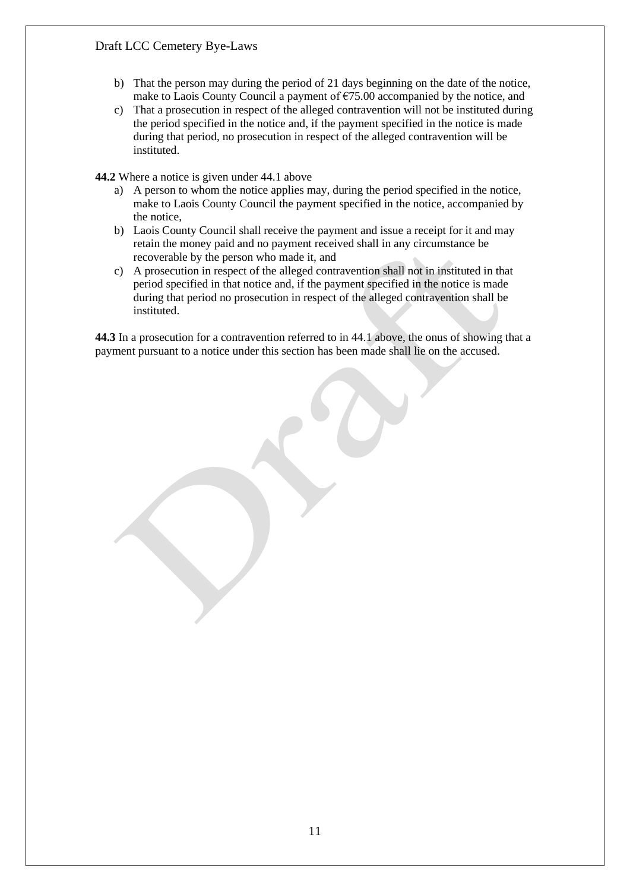b) That the person may during the period of 21 days beginning on the date of the notice, make to Laois County Council a payment of €75.00 accompanied by the notice, and
c) That a prosecution in respect of the alleged contravention will not be instituted during the period specified in the notice and, if the payment specified in the notice is made during that period, no prosecution in respect of the alleged contravention will be instituted.

**44.2** Where a notice is given under 44.1 above

a) A person to whom the notice applies may, during the period specified in the notice, make to Laois County Council the payment specified in the notice, accompanied by the notice,
b) Laois County Council shall receive the payment and issue a receipt for it and may retain the money paid and no payment received shall in any circumstance be recoverable by the person who made it, and
c) A prosecution in respect of the alleged contravention shall not in instituted in that period specified in that notice and, if the payment specified in the notice is made during that period no prosecution in respect of the alleged contravention shall be instituted.

**44.3** In a prosecution for a contravention referred to in 44.1 above, the onus of showing that a payment pursuant to a notice under this section has been made shall lie on the accused.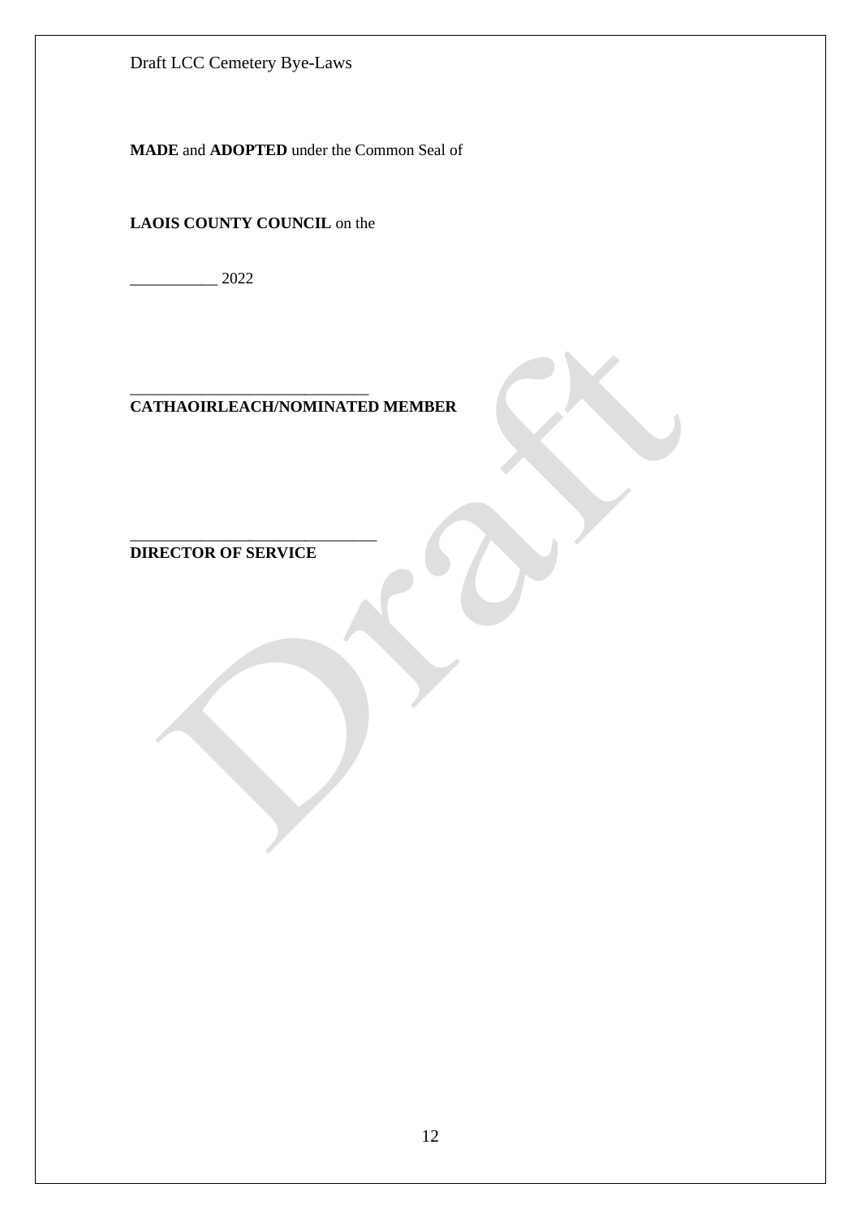**MADE** and **ADOPTED** under the Common Seal of

**LAOIS COUNTY COUNCIL** on the

___________ 2022

______________________________
**CATHAOIRLEACH/NOMINATED MEMBER**

_______________________________
**DIRECTOR OF SERVICE**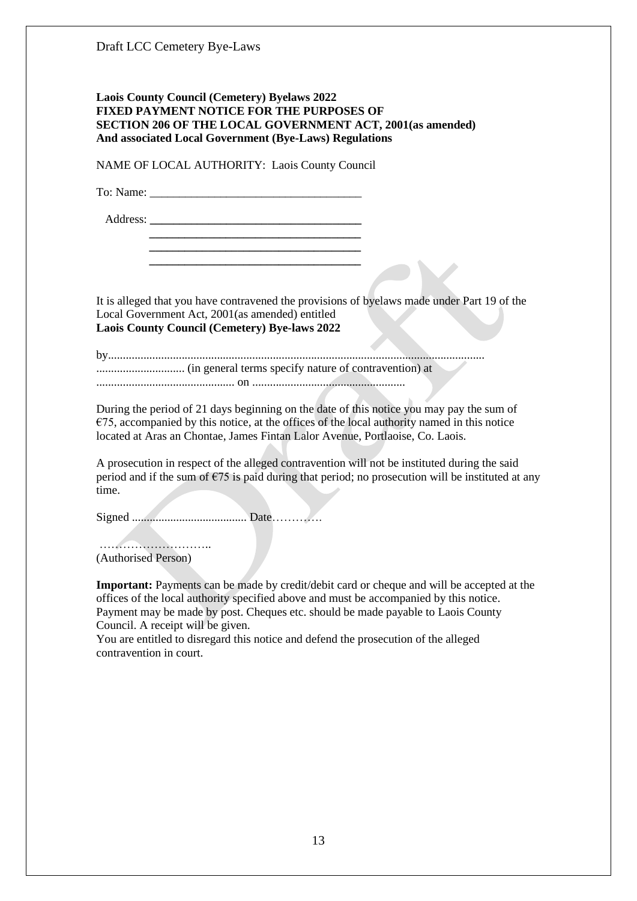**Laois County Council (Cemetery) Byelaws 2022**
**FIXED PAYMENT NOTICE FOR THE PURPOSES OF**
**SECTION 206 OF THE LOCAL GOVERNMENT ACT, 2001(as amended)**
**And associated Local Government (Bye-Laws) Regulations**

NAME OF LOCAL AUTHORITY: Laois County Council

To: Name: ____________________________________

Address: ____________________________________
____________________________________
____________________________________
____________________________________

It is alleged that you have contravened the provisions of byelaws made under Part 19 of the Local Government Act, 2001(as amended) entitled
**Laois County Council (Cemetery) Bye-laws 2022**

by.............................................................................................................................
.............................. (in general terms specify nature of contravention) at
............................................... on ....................................................

During the period of 21 days beginning on the date of this notice you may pay the sum of €75, accompanied by this notice, at the offices of the local authority named in this notice located at Aras an Chontae, James Fintan Lalor Avenue, Portlaoise, Co. Laois.

A prosecution in respect of the alleged contravention will not be instituted during the said period and if the sum of €75 is paid during that period; no prosecution will be instituted at any time.

Signed ....................................... Date………….

………………………..
(Authorised Person)

**Important:** Payments can be made by credit/debit card or cheque and will be accepted at the offices of the local authority specified above and must be accompanied by this notice. Payment may be made by post. Cheques etc. should be made payable to Laois County Council. A receipt will be given.
You are entitled to disregard this notice and defend the prosecution of the alleged contravention in court.